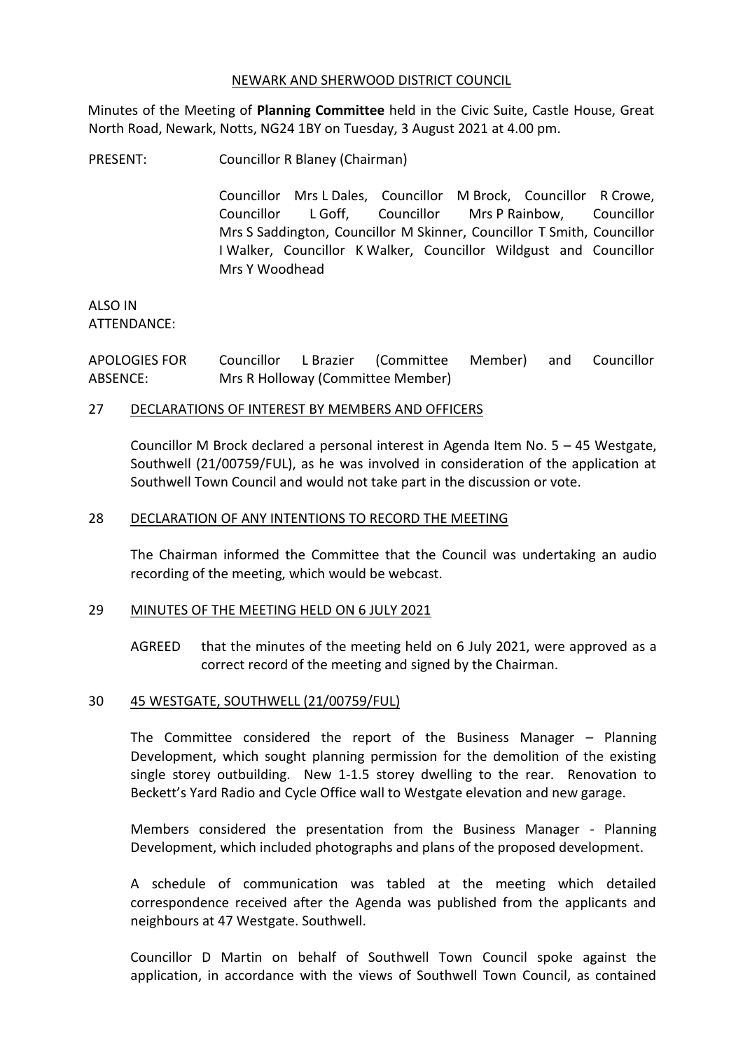NEWARK AND SHERWOOD DISTRICT COUNCIL

Minutes of the Meeting of **Planning Committee** held in the Civic Suite, Castle House, Great North Road, Newark, Notts, NG24 1BY on Tuesday, 3 August 2021 at 4.00 pm.

PRESENT: Councillor R Blaney (Chairman)

Councillor Mrs L Dales, Councillor M Brock, Councillor R Crowe, Councillor L Goff, Councillor Mrs P Rainbow, Councillor Mrs S Saddington, Councillor M Skinner, Councillor T Smith, Councillor I Walker, Councillor K Walker, Councillor Wildgust and Councillor Mrs Y Woodhead

ALSO IN ATTENDANCE:

APOLOGIES FOR ABSENCE: Councillor L Brazier (Committee Member) and Councillor Mrs R Holloway (Committee Member)

## 27 DECLARATIONS OF INTEREST BY MEMBERS AND OFFICERS

Councillor M Brock declared a personal interest in Agenda Item No. 5 – 45 Westgate, Southwell (21/00759/FUL), as he was involved in consideration of the application at Southwell Town Council and would not take part in the discussion or vote.

## 28 DECLARATION OF ANY INTENTIONS TO RECORD THE MEETING

The Chairman informed the Committee that the Council was undertaking an audio recording of the meeting, which would be webcast.

## 29 MINUTES OF THE MEETING HELD ON 6 JULY 2021

AGREED that the minutes of the meeting held on 6 July 2021, were approved as a correct record of the meeting and signed by the Chairman.

## 30 45 WESTGATE, SOUTHWELL (21/00759/FUL)

The Committee considered the report of the Business Manager – Planning Development, which sought planning permission for the demolition of the existing single storey outbuilding. New 1-1.5 storey dwelling to the rear. Renovation to Beckett's Yard Radio and Cycle Office wall to Westgate elevation and new garage.

Members considered the presentation from the Business Manager - Planning Development, which included photographs and plans of the proposed development.

A schedule of communication was tabled at the meeting which detailed correspondence received after the Agenda was published from the applicants and neighbours at 47 Westgate. Southwell.

Councillor D Martin on behalf of Southwell Town Council spoke against the application, in accordance with the views of Southwell Town Council, as contained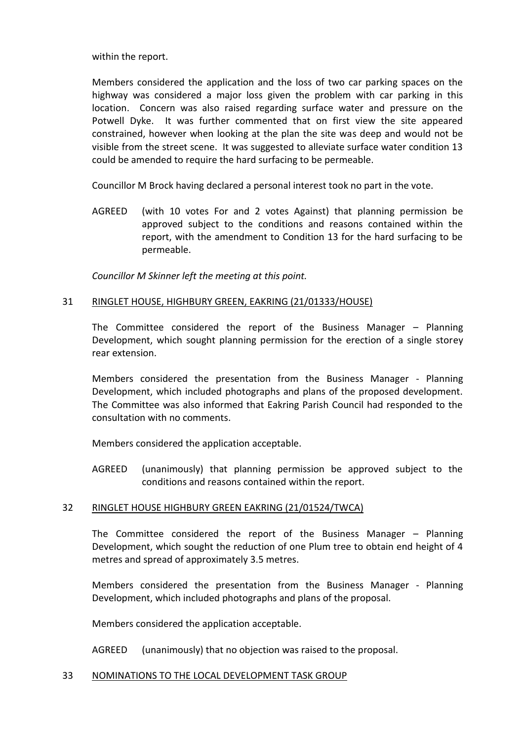within the report.

Members considered the application and the loss of two car parking spaces on the highway was considered a major loss given the problem with car parking in this location. Concern was also raised regarding surface water and pressure on the Potwell Dyke. It was further commented that on first view the site appeared constrained, however when looking at the plan the site was deep and would not be visible from the street scene. It was suggested to alleviate surface water condition 13 could be amended to require the hard surfacing to be permeable.

Councillor M Brock having declared a personal interest took no part in the vote.

AGREED (with 10 votes For and 2 votes Against) that planning permission be approved subject to the conditions and reasons contained within the report, with the amendment to Condition 13 for the hard surfacing to be permeable.

*Councillor M Skinner left the meeting at this point.*

## 31 RINGLET HOUSE, HIGHBURY GREEN, EAKRING (21/01333/HOUSE)

The Committee considered the report of the Business Manager – Planning Development, which sought planning permission for the erection of a single storey rear extension.

Members considered the presentation from the Business Manager - Planning Development, which included photographs and plans of the proposed development. The Committee was also informed that Eakring Parish Council had responded to the consultation with no comments.

Members considered the application acceptable.

AGREED (unanimously) that planning permission be approved subject to the conditions and reasons contained within the report.

## 32 RINGLET HOUSE HIGHBURY GREEN EAKRING (21/01524/TWCA)

The Committee considered the report of the Business Manager – Planning Development, which sought the reduction of one Plum tree to obtain end height of 4 metres and spread of approximately 3.5 metres.

Members considered the presentation from the Business Manager - Planning Development, which included photographs and plans of the proposal.

Members considered the application acceptable.

AGREED (unanimously) that no objection was raised to the proposal.

## 33 NOMINATIONS TO THE LOCAL DEVELOPMENT TASK GROUP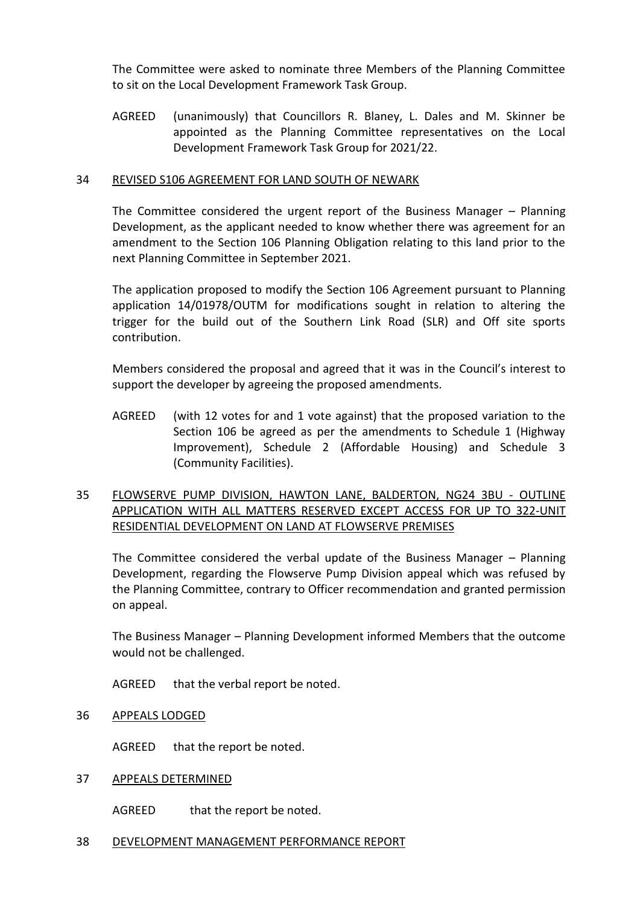The Committee were asked to nominate three Members of the Planning Committee to sit on the Local Development Framework Task Group.

AGREED (unanimously) that Councillors R. Blaney, L. Dales and M. Skinner be appointed as the Planning Committee representatives on the Local Development Framework Task Group for 2021/22.

## 34 REVISED S106 AGREEMENT FOR LAND SOUTH OF NEWARK

The Committee considered the urgent report of the Business Manager – Planning Development, as the applicant needed to know whether there was agreement for an amendment to the Section 106 Planning Obligation relating to this land prior to the next Planning Committee in September 2021.

The application proposed to modify the Section 106 Agreement pursuant to Planning application 14/01978/OUTM for modifications sought in relation to altering the trigger for the build out of the Southern Link Road (SLR) and Off site sports contribution.

Members considered the proposal and agreed that it was in the Council's interest to support the developer by agreeing the proposed amendments.

AGREED (with 12 votes for and 1 vote against) that the proposed variation to the Section 106 be agreed as per the amendments to Schedule 1 (Highway Improvement), Schedule 2 (Affordable Housing) and Schedule 3 (Community Facilities).

## 35 FLOWSERVE PUMP DIVISION, HAWTON LANE, BALDERTON, NG24 3BU - OUTLINE APPLICATION WITH ALL MATTERS RESERVED EXCEPT ACCESS FOR UP TO 322-UNIT RESIDENTIAL DEVELOPMENT ON LAND AT FLOWSERVE PREMISES

The Committee considered the verbal update of the Business Manager – Planning Development, regarding the Flowserve Pump Division appeal which was refused by the Planning Committee, contrary to Officer recommendation and granted permission on appeal.

The Business Manager – Planning Development informed Members that the outcome would not be challenged.

AGREED that the verbal report be noted.

## 36 APPEALS LODGED

AGREED that the report be noted.

## 37 APPEALS DETERMINED

AGREED that the report be noted.

## 38 DEVELOPMENT MANAGEMENT PERFORMANCE REPORT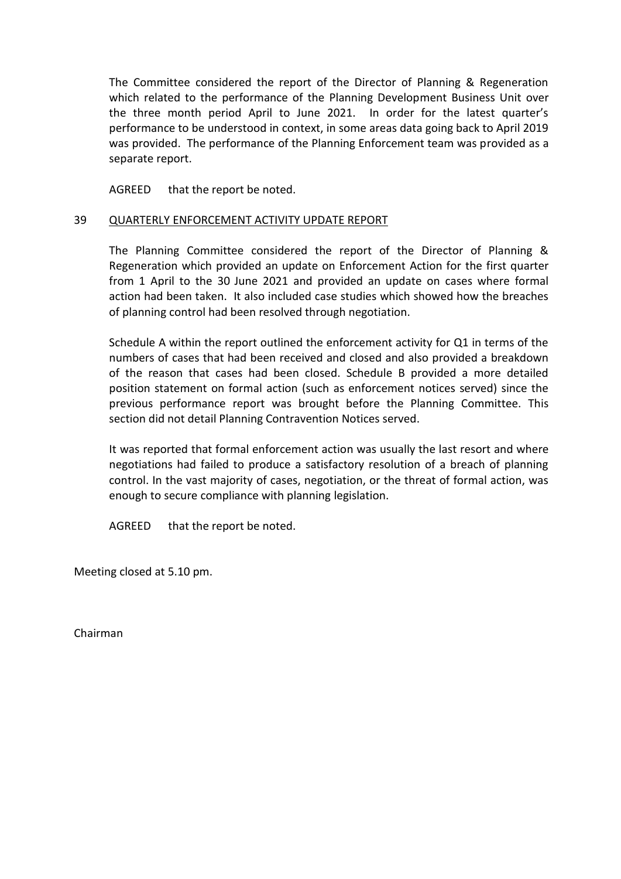The Committee considered the report of the Director of Planning & Regeneration which related to the performance of the Planning Development Business Unit over the three month period April to June 2021. In order for the latest quarter's performance to be understood in context, in some areas data going back to April 2019 was provided. The performance of the Planning Enforcement team was provided as a separate report.

AGREED that the report be noted.

## 39 QUARTERLY ENFORCEMENT ACTIVITY UPDATE REPORT

The Planning Committee considered the report of the Director of Planning & Regeneration which provided an update on Enforcement Action for the first quarter from 1 April to the 30 June 2021 and provided an update on cases where formal action had been taken. It also included case studies which showed how the breaches of planning control had been resolved through negotiation.

Schedule A within the report outlined the enforcement activity for Q1 in terms of the numbers of cases that had been received and closed and also provided a breakdown of the reason that cases had been closed. Schedule B provided a more detailed position statement on formal action (such as enforcement notices served) since the previous performance report was brought before the Planning Committee. This section did not detail Planning Contravention Notices served.

It was reported that formal enforcement action was usually the last resort and where negotiations had failed to produce a satisfactory resolution of a breach of planning control. In the vast majority of cases, negotiation, or the threat of formal action, was enough to secure compliance with planning legislation.

AGREED that the report be noted.

Meeting closed at 5.10 pm.

Chairman